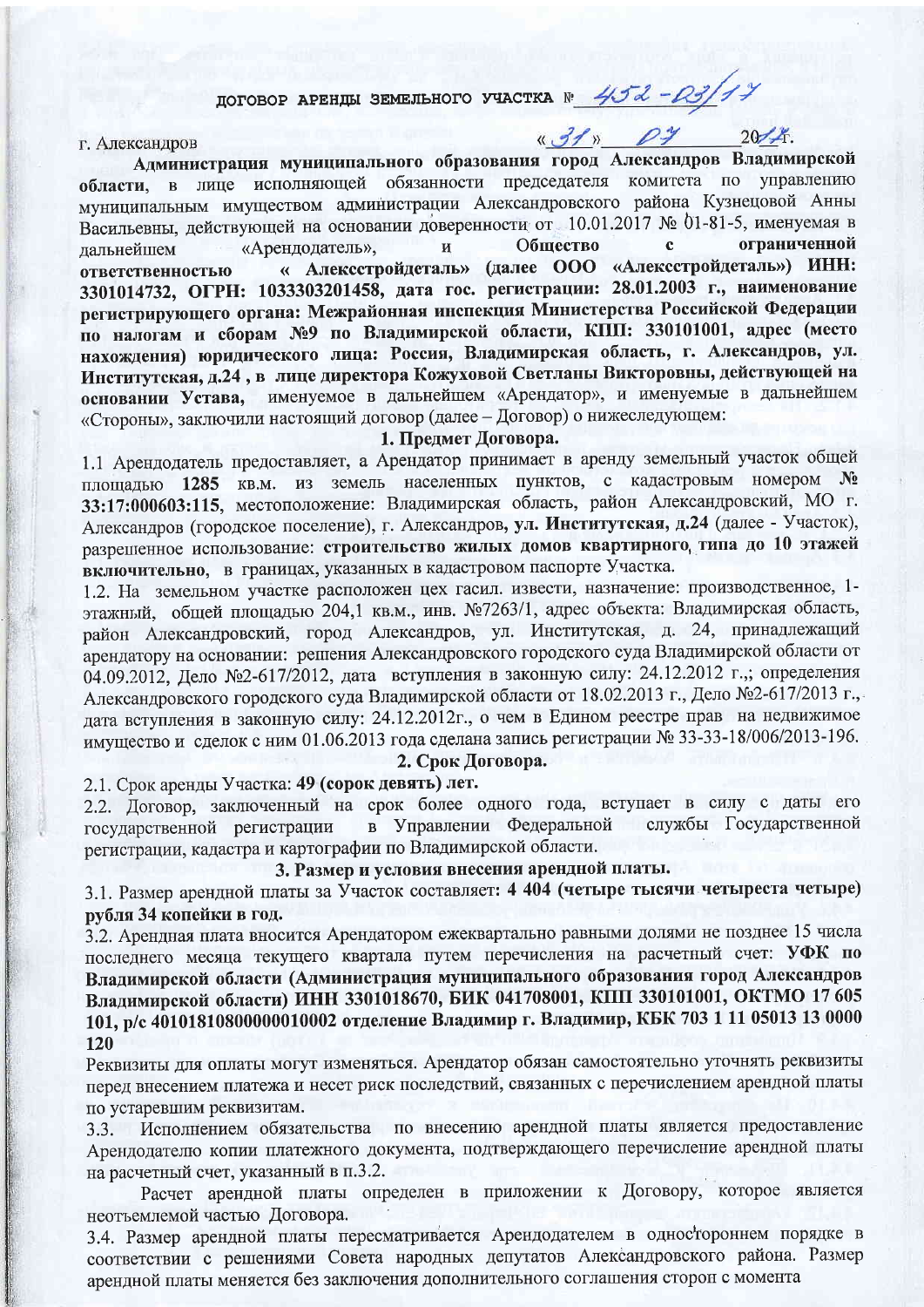## ДОГОВОР АРЕНДЫ ЗЕМЕЛЬНОГО УЧАСТКА № 452-03/17

г. Александров «31» 07 2017г.

**Администрация муниципального образования город Александров Владимирской области**, в лице исполняющей обязанности председателя комитета по управлению муниципальным имуществом администрации Александровского района Кузнецовой Анны Васильевны, действующей на основании доверенности от 10.01.2017 № 01-81-5, именуемая в дальнейшем «Арендодатель», и **Общество с ограниченной ответственностью « Алексстройдеталь» (далее ООО «Алексстройдеталь») ИНН: 3301014732, ОГРН: 1033303201458, дата гос. регистрации: 28.01.2003 г., наименование регистрирующего органа: Межрайонная инспекция Министерства Российской Федерации по налогам и сборам №9 по Владимирской области, КПП: 330101001, адрес (место нахождения) юридического лица: Россия, Владимирская область, г. Александров, ул. Институтская, д.24 , в лице директора Кожуховой Светланы Викторовны, действующей на основании Устава,** именуемое в дальнейшем «Арендатор», и именуемые в дальнейшем «Стороны», заключили настоящий договор (далее – Договор) о нижеследующем:

### 1. Предмет Договора.

1.1 Арендодатель предоставляет, а Арендатор принимает в аренду земельный участок общей площадью **1285** кв.м. из земель населенных пунктов, с кадастровым номером **№ 33:17:000603:115**, местоположение: Владимирская область, район Александровский, МО г. Александров (городское поселение), г. Александров, **ул. Институтская, д.24** (далее - Участок), разрешенное использование: **строительство жилых домов квартирного типа до 10 этажей включительно**, в границах, указанных в кадастровом паспорте Участка.

1.2. На земельном участке расположен цех гасил. извести, назначение: производственное, 1-этажный, общей площадью 204,1 кв.м., инв. №7263/1, адрес объекта: Владимирская область, район Александровский, город Александров, ул. Институтская, д. 24, принадлежащий арендатору на основании: решения Александровского городского суда Владимирской области от 04.09.2012, Дело №2-617/2012, дата вступления в законную силу: 24.12.2012 г.,; определения Александровского городского суда Владимирской области от 18.02.2013 г., Дело №2-617/2013 г., дата вступления в законную силу: 24.12.2012г., о чем в Едином реестре прав на недвижимое имущество и сделок с ним 01.06.2013 года сделана запись регистрации № 33-33-18/006/2013-196.

### 2. Срок Договора.

2.1. Срок аренды Участка: **49 (сорок девять) лет.**

2.2. Договор, заключенный на срок более одного года, вступает в силу с даты его государственной регистрации в Управлении Федеральной службы Государственной регистрации, кадастра и картографии по Владимирской области.

### 3. Размер и условия внесения арендной платы.

3.1. Размер арендной платы за Участок составляет: **4 404 (четыре тысячи четыреста четыре) рубля 34 копейки в год.**

3.2. Арендная плата вносится Арендатором ежеквартально равными долями не позднее 15 числа последнего месяца текущего квартала путем перечисления на расчетный счет: **УФК по Владимирской области (Администрация муниципального образования город Александров Владимирской области) ИНН 3301018670, БИК 041708001, КПП 330101001, ОКТМО 17 605 101, р/с 40101810800000010002 отделение Владимир г. Владимир, КБК 703 1 11 05013 13 0000 120**

Реквизиты для оплаты могут изменяться. Арендатор обязан самостоятельно уточнять реквизиты перед внесением платежа и несет риск последствий, связанных с перечислением арендной платы по устаревшим реквизитам.

3.3. Исполнением обязательства по внесению арендной платы является предоставление Арендодателю копии платежного документа, подтверждающего перечисление арендной платы на расчетный счет, указанный в п.3.2.

Расчет арендной платы определен в приложении к Договору, которое является неотъемлемой частью Договора.

3.4. Размер арендной платы пересматривается Арендодателем в одностороннем порядке в соответствии с решениями Совета народных депутатов Александровского района. Размер арендной платы меняется без заключения дополнительного соглашения сторон с момента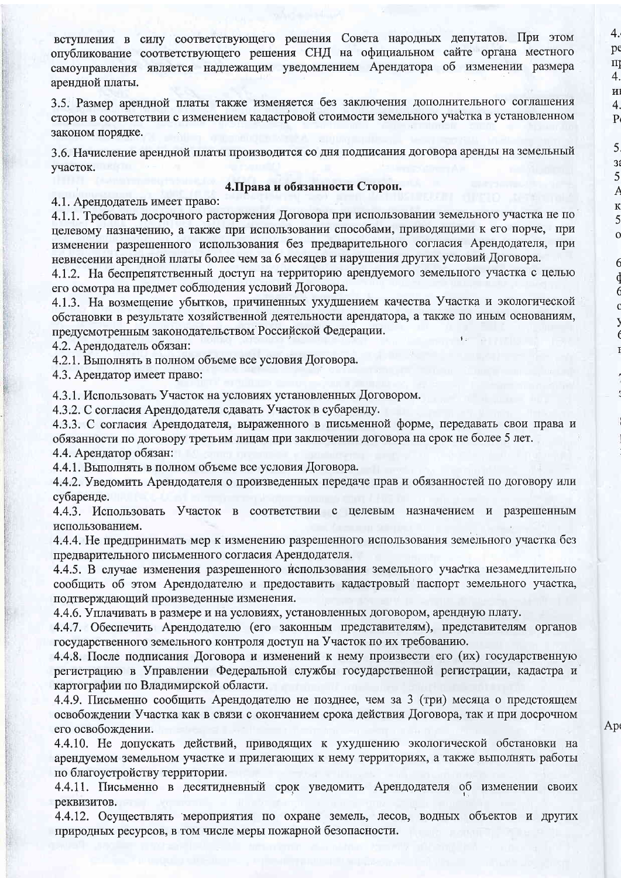вступления в силу соответствующего решения Совета народных депутатов. При этом опубликование соответствующего решения СНД на официальном сайте органа местного самоуправления является надлежащим уведомлением Арендатора об изменении размера арендной платы.

3.5. Размер арендной платы также изменяется без заключения дополнительного соглашения сторон в соответствии с изменением кадастровой стоимости земельного участка в установленном законом порядке.

3.6. Начисление арендной платы производится со дня подписания договора аренды на земельный участок.

## 4.Права и обязанности Сторон.

4.1. Арендодатель имеет право:

4.1.1. Требовать досрочного расторжения Договора при использовании земельного участка не по целевому назначению, а также при использовании способами, приводящими к его порче, при изменении разрешенного использования без предварительного согласия Арендодателя, при невнесении арендной платы более чем за 6 месяцев и нарушения других условий Договора.

4.1.2. На беспрепятственный доступ на территорию арендуемого земельного участка с целью его осмотра на предмет соблюдения условий Договора.

4.1.3. На возмещение убытков, причиненных ухудшением качества Участка и экологической обстановки в результате хозяйственной деятельности арендатора, а также по иным основаниям, предусмотренным законодательством Российской Федерации.

4.2. Арендодатель обязан:

4.2.1. Выполнять в полном объеме все условия Договора.

4.3. Арендатор имеет право:

4.3.1. Использовать Участок на условиях установленных Договором.

4.3.2. С согласия Арендодателя сдавать Участок в субаренду.

4.3.3. С согласия Арендодателя, выраженного в письменной форме, передавать свои права и обязанности по договору третьим лицам при заключении договора на срок не более 5 лет.

4.4. Арендатор обязан:

4.4.1. Выполнять в полном объеме все условия Договора.

4.4.2. Уведомить Арендодателя о произведенных передаче прав и обязанностей по договору или субаренде.

4.4.3. Использовать Участок в соответствии с целевым назначением и разрешенным использованием.

4.4.4. Не предпринимать мер к изменению разрешенного использования земельного участка без предварительного письменного согласия Арендодателя.

4.4.5. В случае изменения разрешенного использования земельного участка незамедлительно сообщить об этом Арендодателю и предоставить кадастровый паспорт земельного участка, подтверждающий произведенные изменения.

4.4.6. Уплачивать в размере и на условиях, установленных договором, арендную плату.

4.4.7. Обеспечить Арендодателю (его законным представителям), представителям органов государственного земельного контроля доступ на Участок по их требованию.

4.4.8. После подписания Договора и изменений к нему произвести его (их) государственную регистрацию в Управлении Федеральной службы государственной регистрации, кадастра и картографии по Владимирской области.

4.4.9. Письменно сообщить Арендодателю не позднее, чем за 3 (три) месяца о предстоящем освобождении Участка как в связи с окончанием срока действия Договора, так и при досрочном его освобождении.

4.4.10. Не допускать действий, приводящих к ухудшению экологической обстановки на арендуемом земельном участке и прилегающих к нему территориях, а также выполнять работы по благоустройству территории.

4.4.11. Письменно в десятидневный срок уведомить Арендодателя об изменении своих реквизитов.

4.4.12. Осуществлять мероприятия по охране земель, лесов, водных объектов и других природных ресурсов, в том числе меры пожарной безопасности.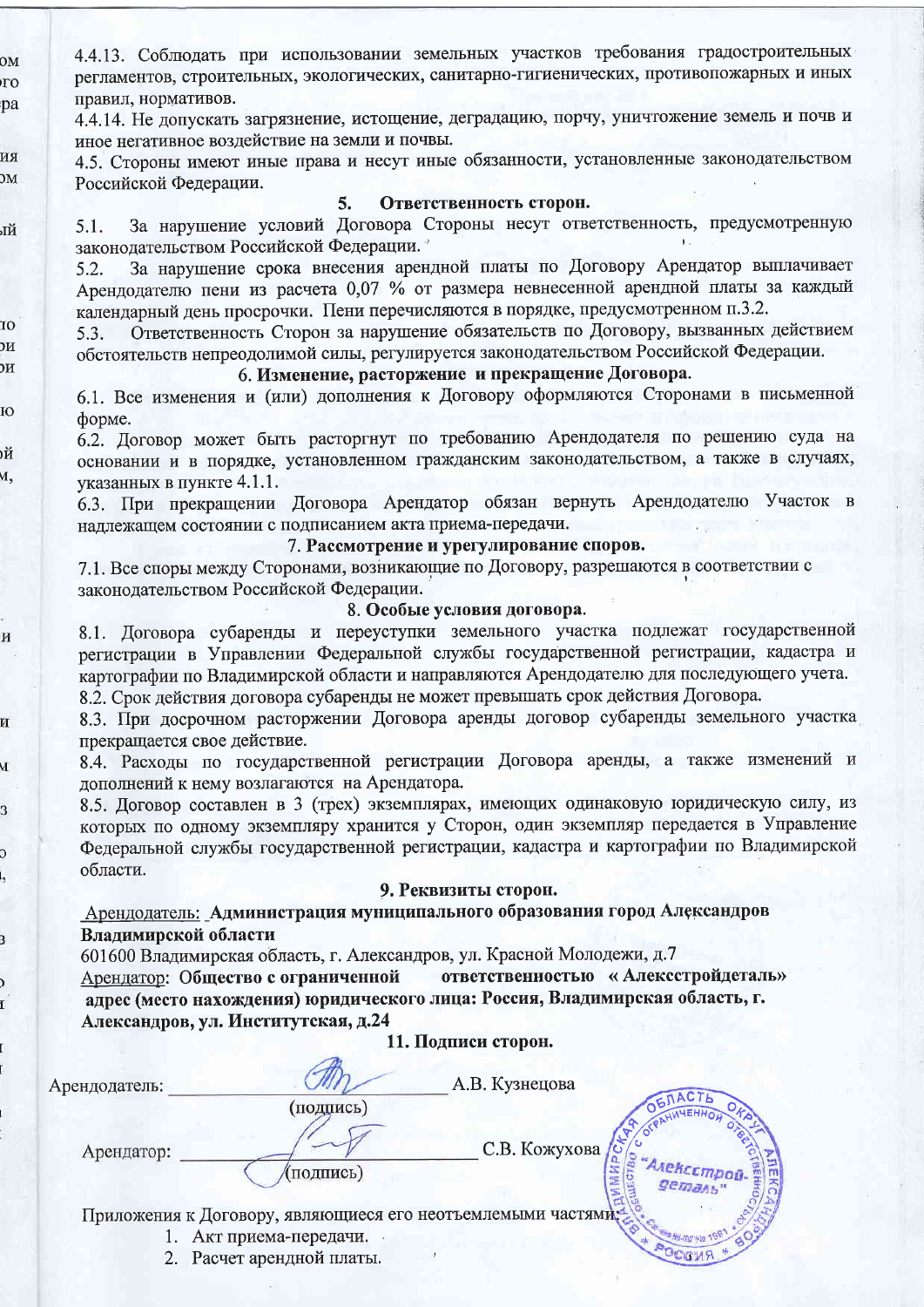4.4.13. Соблюдать при использовании земельных участков требования градостроительных регламентов, строительных, экологических, санитарно-гигиенических, противопожарных и иных правил, нормативов.

4.4.14. Не допускать загрязнение, истощение, деградацию, порчу, уничтожение земель и почв и иное негативное воздействие на земли и почвы.

4.5. Стороны имеют иные права и несут иные обязанности, установленные законодательством Российской Федерации.

## 5. Ответственность сторон.

5.1. За нарушение условий Договора Стороны несут ответственность, предусмотренную законодательством Российской Федерации.

5.2. За нарушение срока внесения арендной платы по Договору Арендатор выплачивает Арендодателю пени из расчета 0,07 % от размера невнесенной арендной платы за каждый календарный день просрочки. Пени перечисляются в порядке, предусмотренном п.3.2.

5.3. Ответственность Сторон за нарушение обязательств по Договору, вызванных действием обстоятельств непреодолимой силы, регулируется законодательством Российской Федерации.

## 6. Изменение, расторжение и прекращение Договора.

6.1. Все изменения и (или) дополнения к Договору оформляются Сторонами в письменной форме.

6.2. Договор может быть расторгнут по требованию Арендодателя по решению суда на основании и в порядке, установленном гражданским законодательством, а также в случаях, указанных в пункте 4.1.1.

6.3. При прекращении Договора Арендатор обязан вернуть Арендодателю Участок в надлежащем состоянии с подписанием акта приема-передачи.

## 7. Рассмотрение и урегулирование споров.

7.1. Все споры между Сторонами, возникающие по Договору, разрешаются в соответствии с законодательством Российской Федерации.

## 8. Особые условия договора.

8.1. Договора субаренды и переуступки земельного участка подлежат государственной регистрации в Управлении Федеральной службы государственной регистрации, кадастра и картографии по Владимирской области и направляются Арендодателю для последующего учета.

8.2. Срок действия договора субаренды не может превышать срок действия Договора.

8.3. При досрочном расторжении Договора аренды договор субаренды земельного участка прекращается свое действие.

8.4. Расходы по государственной регистрации Договора аренды, а также изменений и дополнений к нему возлагаются на Арендатора.

8.5. Договор составлен в 3 (трех) экземплярах, имеющих одинаковую юридическую силу, из которых по одному экземпляру хранится у Сторон, один экземпляр передается в Управление Федеральной службы государственной регистрации, кадастра и картографии по Владимирской области.

## 9. Реквизиты сторон.

Арендодатель: **Администрация муниципального образования город Александров Владимирской области**

601600 Владимирская область, г. Александров, ул. Красной Молодежи, д.7

Арендатор: **Общество с ограниченной ответственностью « Алексстройдеталь»**
**адрес (место нахождения) юридического лица: Россия, Владимирская область, г. Александров, ул. Институтская, д.24**

## 11. Подписи сторон.

Арендодатель: ______________________ А.В. Кузнецова
(подпись)

Арендатор: ______________________ С.В. Кожухова
(подпись)

Приложения к Договору, являющиеся его неотъемлемыми частями:

1. Акт приема-передачи.
2. Расчет арендной платы.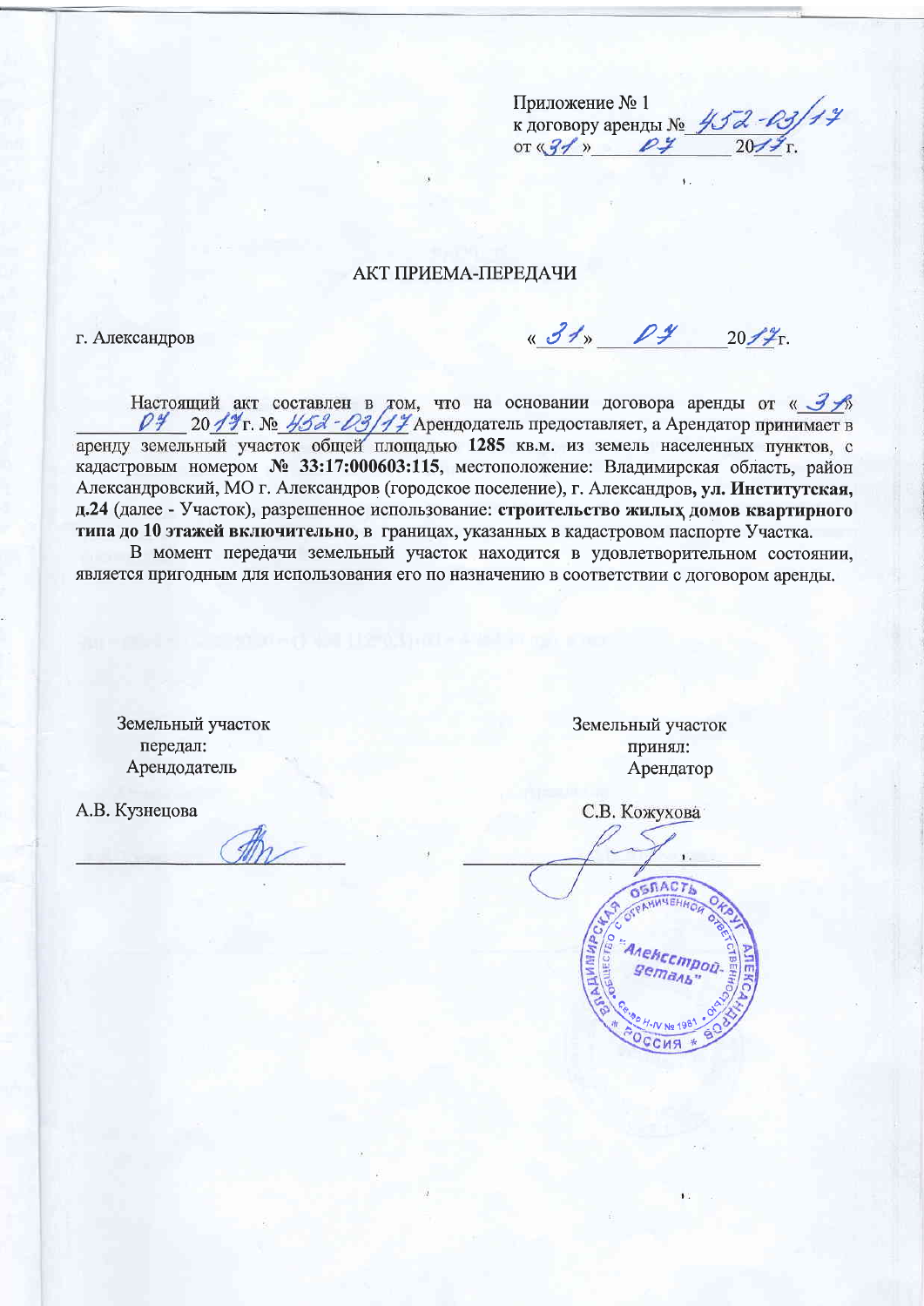Приложение № 1
к договору аренды № 452-03/17
от «31» 07 2017 г.

# АКТ ПРИЕМА-ПЕРЕДАЧИ

г. Александров «31» 07 2017г.

Настоящий акт составлен в том, что на основании договора аренды от «31» 07 2017г. № 452-03/17 Арендодатель предоставляет, а Арендатор принимает в аренду земельный участок общей площадью **1285** кв.м. из земель населенных пунктов, с кадастровым номером **№ 33:17:000603:115**, местоположение: Владимирская область, район Александровский, МО г. Александров (городское поселение), г. Александров**, ул. Институтская, д.24** (далее - Участок), разрешенное использование: **строительство жилых домов квартирного типа до 10 этажей включительно**, в границах, указанных в кадастровом паспорте Участка.

В момент передачи земельный участок находится в удовлетворительном состоянии, является пригодным для использования его по назначению в соответствии с договором аренды.

Земельный участок передал:
Арендодатель

А.В. Кузнецова

Земельный участок принял:
Арендатор

С.В. Кожухова

Владимирская область, Александровский округ. Общество с ограниченной ответственностью "Алекстройдеталь". Россия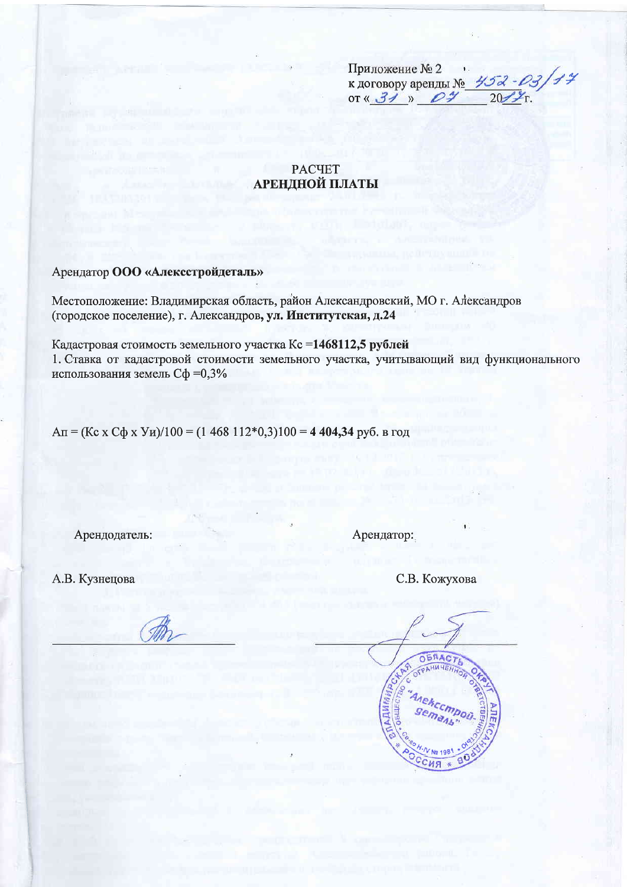Приложение № 2
к договору аренды № 452-03/17
от « 31 » 07 2017 г.

# РАСЧЕТ
# АРЕНДНОЙ ПЛАТЫ

Арендатор **ООО «Алекcстройдеталь»**

Местоположение: Владимирская область, район Александровский, МО г. Александров (городское поселение), г. Александров, **ул. Институтская, д.24**

Кадастровая стоимость земельного участка Кс =**1468112,5 рублей**

1. Ставка от кадастровой стоимости земельного участка, учитывающий вид функционального использования земель Сф =0,3%

Ап = (Кс х Сф х Уи)/100 = (1 468 112*0,3)100 = **4 404,34** руб. в год

Арендодатель: Арендатор:

А.В. Кузнецова С.В. Кожухова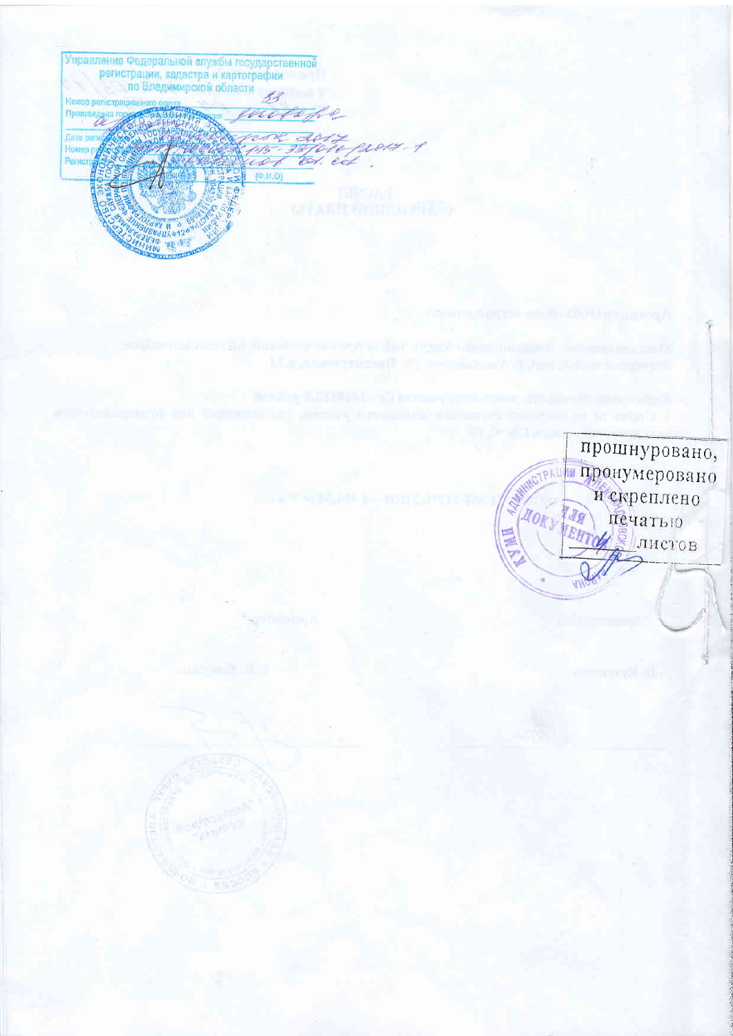Управление Федеральной службы государственной регистрации, кадастра и картографии по Владимирской области

Номер регистрационного округа 33

Произведена государственная регистрация

Дата регистрации 2017

Номер регистрации 115-33/016/2017-1

Регистратор

(Ф.И.О)

прошнуровано, пронумеровано и скреплено печатью ___ листов